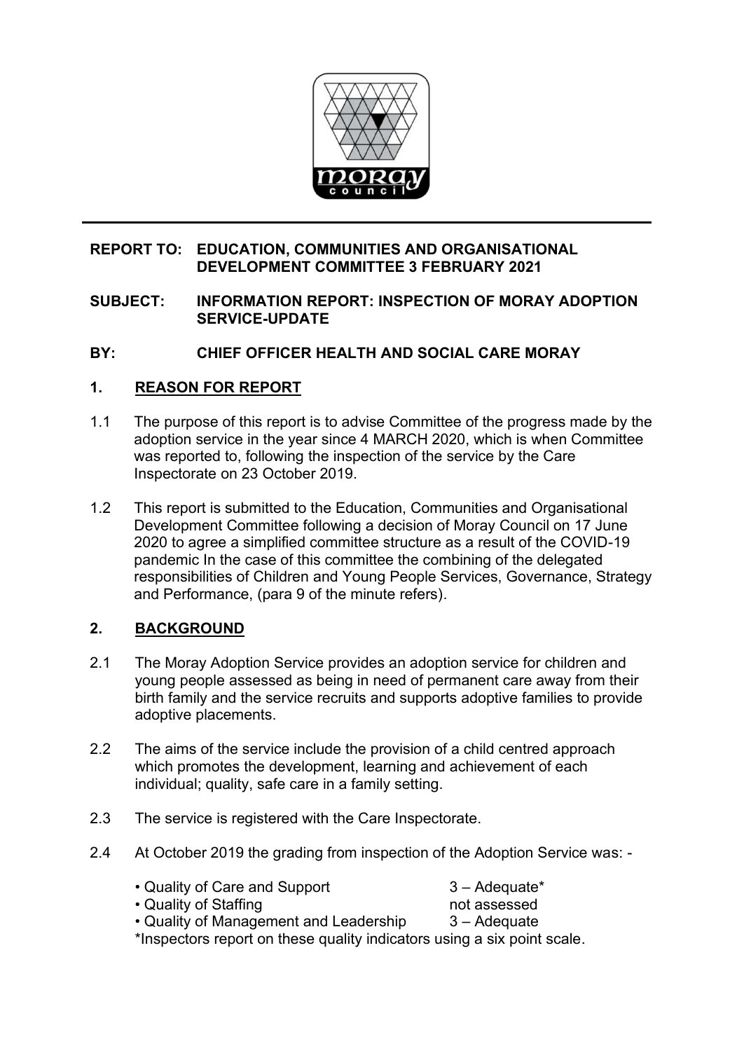**REPORT TO: EDUCATION, COMMUNITIES AND ORGANISATIONAL DEVELOPMENT COMMITTEE 3 FEBRUARY 2021**

**SUBJECT: INFORMATION REPORT: INSPECTION OF MORAY ADOPTION SERVICE-UPDATE**

**BY: CHIEF OFFICER HEALTH AND SOCIAL CARE MORAY**

## 1. REASON FOR REPORT

1.1 The purpose of this report is to advise Committee of the progress made by the adoption service in the year since 4 MARCH 2020, which is when Committee was reported to, following the inspection of the service by the Care Inspectorate on 23 October 2019.

1.2 This report is submitted to the Education, Communities and Organisational Development Committee following a decision of Moray Council on 17 June 2020 to agree a simplified committee structure as a result of the COVID-19 pandemic In the case of this committee the combining of the delegated responsibilities of Children and Young People Services, Governance, Strategy and Performance, (para 9 of the minute refers).

## 2. BACKGROUND

2.1 The Moray Adoption Service provides an adoption service for children and young people assessed as being in need of permanent care away from their birth family and the service recruits and supports adoptive families to provide adoptive placements.

2.2 The aims of the service include the provision of a child centred approach which promotes the development, learning and achievement of each individual; quality, safe care in a family setting.

2.3 The service is registered with the Care Inspectorate.

2.4 At October 2019 the grading from inspection of the Adoption Service was: -

| | |
|---|---|
| • Quality of Care and Support | 3 – Adequate* |
| • Quality of Staffing | not assessed |
| • Quality of Management and Leadership | 3 – Adequate |

*Inspectors report on these quality indicators using a six point scale.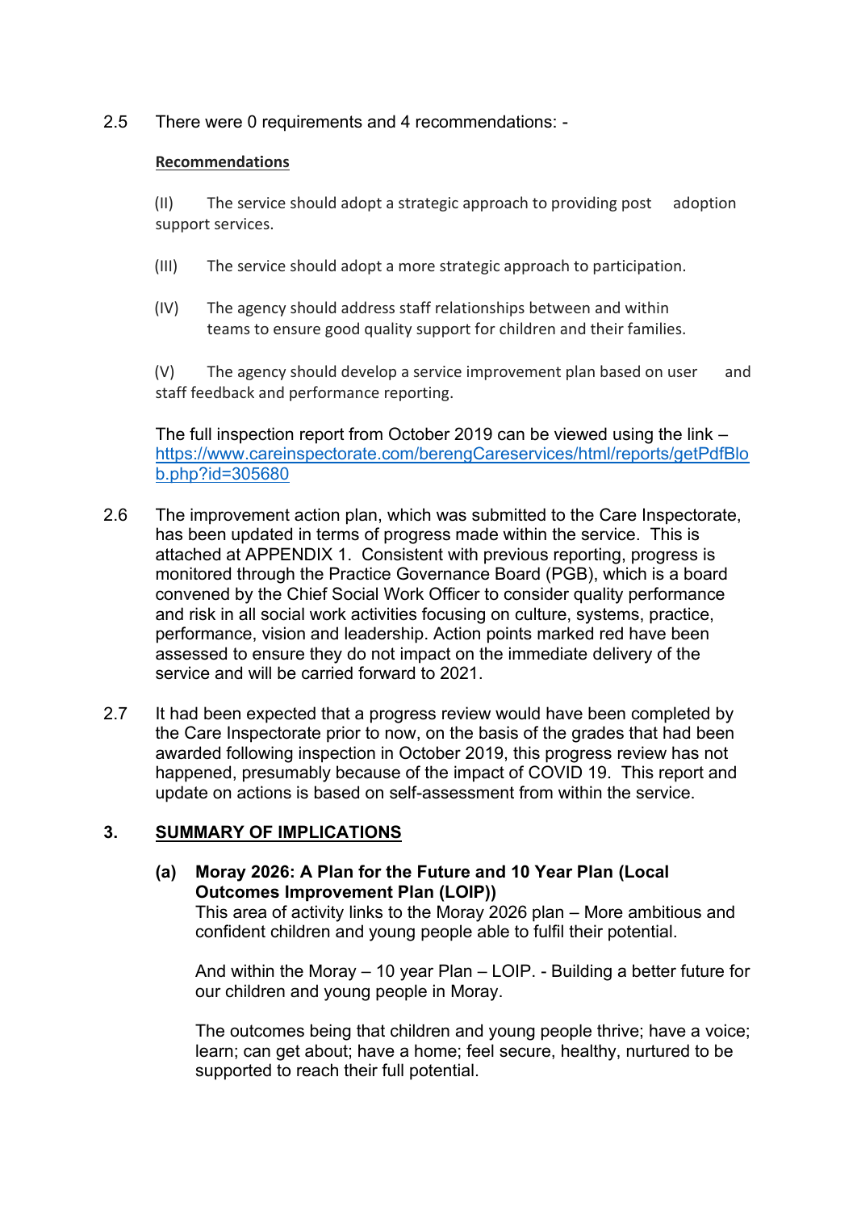2.5 There were 0 requirements and 4 recommendations: -

**Recommendations**

(II) The service should adopt a strategic approach to providing post adoption support services.

(III) The service should adopt a more strategic approach to participation.

(IV) The agency should address staff relationships between and within teams to ensure good quality support for children and their families.

(V) The agency should develop a service improvement plan based on user and staff feedback and performance reporting.

The full inspection report from October 2019 can be viewed using the link – https://www.careinspectorate.com/berengCareservices/html/reports/getPdfBlob.php?id=305680

2.6 The improvement action plan, which was submitted to the Care Inspectorate, has been updated in terms of progress made within the service. This is attached at APPENDIX 1. Consistent with previous reporting, progress is monitored through the Practice Governance Board (PGB), which is a board convened by the Chief Social Work Officer to consider quality performance and risk in all social work activities focusing on culture, systems, practice, performance, vision and leadership. Action points marked red have been assessed to ensure they do not impact on the immediate delivery of the service and will be carried forward to 2021.

2.7 It had been expected that a progress review would have been completed by the Care Inspectorate prior to now, on the basis of the grades that had been awarded following inspection in October 2019, this progress review has not happened, presumably because of the impact of COVID 19. This report and update on actions is based on self-assessment from within the service.

## 3. SUMMARY OF IMPLICATIONS

**(a) Moray 2026: A Plan for the Future and 10 Year Plan (Local Outcomes Improvement Plan (LOIP))**

This area of activity links to the Moray 2026 plan – More ambitious and confident children and young people able to fulfil their potential.

And within the Moray – 10 year Plan – LOIP. - Building a better future for our children and young people in Moray.

The outcomes being that children and young people thrive; have a voice; learn; can get about; have a home; feel secure, healthy, nurtured to be supported to reach their full potential.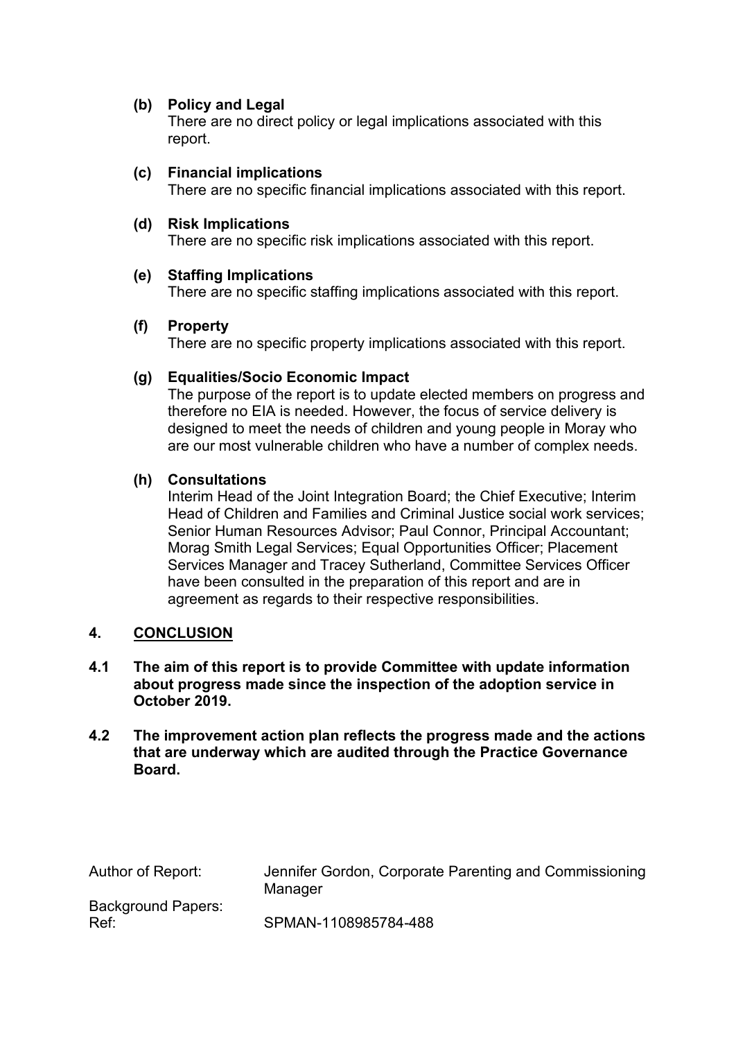**(b) Policy and Legal**

There are no direct policy or legal implications associated with this report.

**(c) Financial implications**

There are no specific financial implications associated with this report.

**(d) Risk Implications**

There are no specific risk implications associated with this report.

**(e) Staffing Implications**

There are no specific staffing implications associated with this report.

**(f) Property**

There are no specific property implications associated with this report.

**(g) Equalities/Socio Economic Impact**

The purpose of the report is to update elected members on progress and therefore no EIA is needed. However, the focus of service delivery is designed to meet the needs of children and young people in Moray who are our most vulnerable children who have a number of complex needs.

**(h) Consultations**

Interim Head of the Joint Integration Board; the Chief Executive; Interim Head of Children and Families and Criminal Justice social work services; Senior Human Resources Advisor; Paul Connor, Principal Accountant; Morag Smith Legal Services; Equal Opportunities Officer; Placement Services Manager and Tracey Sutherland, Committee Services Officer have been consulted in the preparation of this report and are in agreement as regards to their respective responsibilities.

## 4. CONCLUSION

**4.1 The aim of this report is to provide Committee with update information about progress made since the inspection of the adoption service in October 2019.**

**4.2 The improvement action plan reflects the progress made and the actions that are underway which are audited through the Practice Governance Board.**

| | |
|---|---|
| Author of Report: | Jennifer Gordon, Corporate Parenting and Commissioning Manager |
| Background Papers: | |
| Ref: | SPMAN-1108985784-488 |